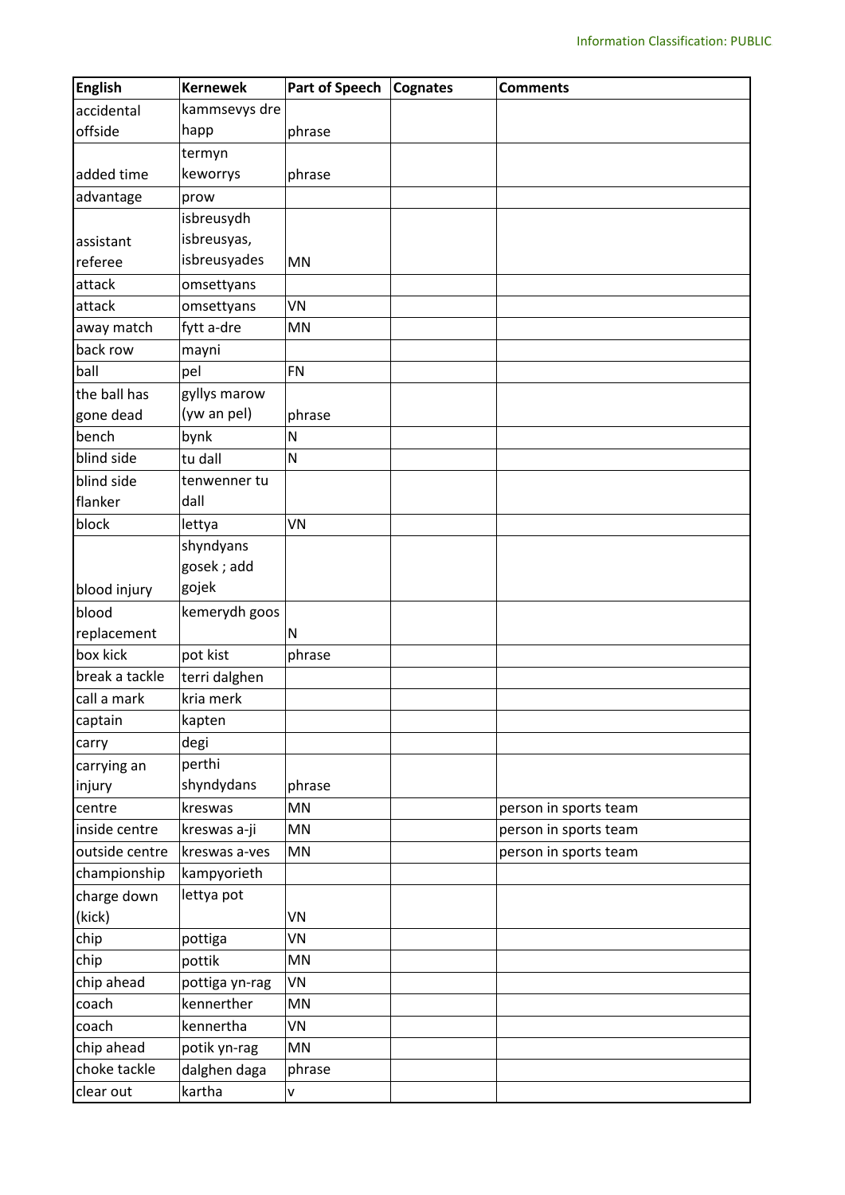| English | Kernewek | Part of Speech | Cognates | Comments |
|---|---|---|---|---|
| accidental offside | kammsevys dre happ | phrase | | |
| added time | termyn keworrys | phrase | | |
| advantage | prow | | | |
| assistant referee | isbreusydh isbreusyas, isbreusyades | MN | | |
| attack | omsettyans | | | |
| attack | omsettyans | VN | | |
| away match | fytt a-dre | MN | | |
| back row | mayni | | | |
| ball | pel | FN | | |
| the ball has gone dead | gyllys marow (yw an pel) | phrase | | |
| bench | bynk | N | | |
| blind side | tu dall | N | | |
| blind side flanker | tenwenner tu dall | | | |
| block | lettya | VN | | |
| blood injury | shyndyans gosek ; add gojek | | | |
| blood replacement | kemerydh goos | N | | |
| box kick | pot kist | phrase | | |
| break a tackle | terri dalghen | | | |
| call a mark | kria merk | | | |
| captain | kapten | | | |
| carry | degi | | | |
| carrying an injury | perthi shyndydans | phrase | | |
| centre | kreswas | MN | | person in sports team |
| inside centre | kreswas a-ji | MN | | person in sports team |
| outside centre | kreswas a-ves | MN | | person in sports team |
| championship | kampyorieth | | | |
| charge down (kick) | lettya pot | VN | | |
| chip | pottiga | VN | | |
| chip | pottik | MN | | |
| chip ahead | pottiga yn-rag | VN | | |
| coach | kennerther | MN | | |
| coach | kennertha | VN | | |
| chip ahead | potik yn-rag | MN | | |
| choke tackle | dalghen daga | phrase | | |
| clear out | kartha | v | | |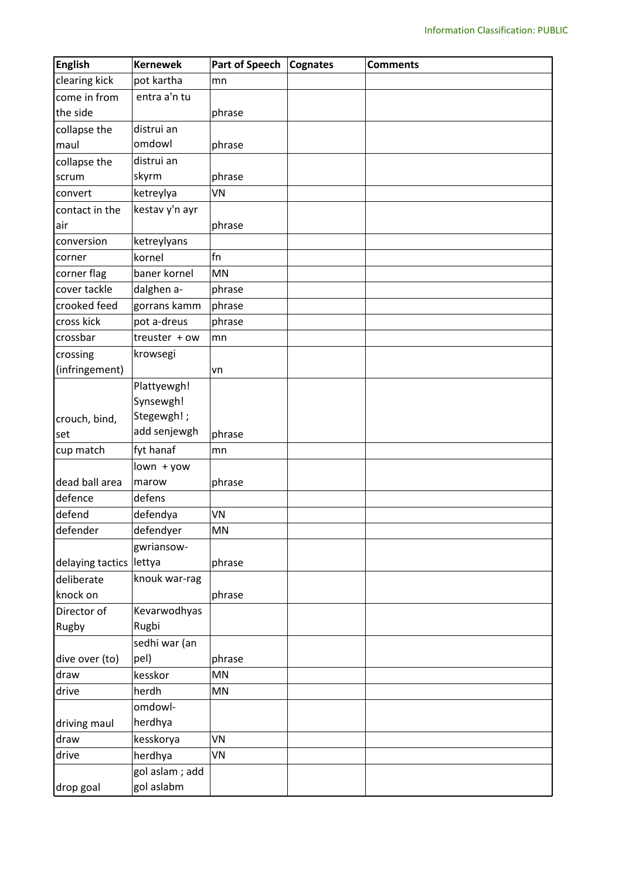| English | Kernewek | Part of Speech | Cognates | Comments |
|---|---|---|---|---|
| clearing kick | pot kartha | mn | | |
| come in from the side | entra a'n tu | phrase | | |
| collapse the maul | distrui an omdowl | phrase | | |
| collapse the scrum | distrui an skyrm | phrase | | |
| convert | ketreylya | VN | | |
| contact in the air | kestav y'n ayr | phrase | | |
| conversion | ketreylyans | | | |
| corner | kornel | fn | | |
| corner flag | baner kornel | MN | | |
| cover tackle | dalghen a- | phrase | | |
| crooked feed | gorrans kamm | phrase | | |
| cross kick | pot a-dreus | phrase | | |
| crossbar | treuster + ow | mn | | |
| crossing (infringement) | krowsegi | vn | | |
| crouch, bind, set | Plattyewgh! Synsewgh! Stegewgh! ; add senjewgh | phrase | | |
| cup match | fyt hanaf | mn | | |
| dead ball area | lown + yow marow | phrase | | |
| defence | defens | | | |
| defend | defendya | VN | | |
| defender | defendyer | MN | | |
| delaying tactics | gwriansow-lettya | phrase | | |
| deliberate knock on | knouk war-rag | phrase | | |
| Director of Rugby | Kevarwodhyas Rugbi | | | |
| dive over (to) | sedhi war (an pel) | phrase | | |
| draw | kesskor | MN | | |
| drive | herdh | MN | | |
| driving maul | omdowl-herdhya | | | |
| draw | kesskorya | VN | | |
| drive | herdhya | VN | | |
| drop goal | gol aslam ; add gol aslabm | | | |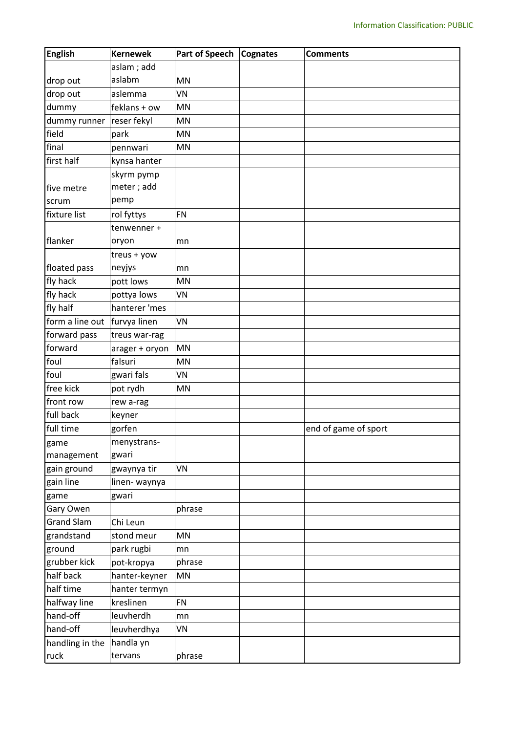| English | Kernewek | Part of Speech | Cognates | Comments |
|---|---|---|---|---|
| drop out | aslam ; add aslabm | MN | | |
| drop out | aslemma | VN | | |
| dummy | feklans + ow | MN | | |
| dummy runner | reser fekyl | MN | | |
| field | park | MN | | |
| final | pennwari | MN | | |
| first half | kynsa hanter | | | |
| five metre scrum | skyrm pymp meter ; add pemp | | | |
| fixture list | rol fyttys | FN | | |
| flanker | tenwenner + oryon | mn | | |
| floated pass | treus + yow neyjys | mn | | |
| fly hack | pott lows | MN | | |
| fly hack | pottya lows | VN | | |
| fly half | hanterer 'mes | | | |
| form a line out | furvya linen | VN | | |
| forward pass | treus war-rag | | | |
| forward | arager + oryon | MN | | |
| foul | falsuri | MN | | |
| foul | gwari fals | VN | | |
| free kick | pot rydh | MN | | |
| front row | rew a-rag | | | |
| full back | keyner | | | |
| full time | gorfen | | | end of game of sport |
| game management | menystrans-gwari | | | |
| gain ground | gwaynya tir | VN | | |
| gain line | linen- waynya | | | |
| game | gwari | | | |
| Gary Owen | | phrase | | |
| Grand Slam | Chi Leun | | | |
| grandstand | stond meur | MN | | |
| ground | park rugbi | mn | | |
| grubber kick | pot-kropya | phrase | | |
| half back | hanter-keyner | MN | | |
| half time | hanter termyn | | | |
| halfway line | kreslinen | FN | | |
| hand-off | leuvherdh | mn | | |
| hand-off | leuvherdhya | VN | | |
| handling in the ruck | handla yn tervans | phrase | | |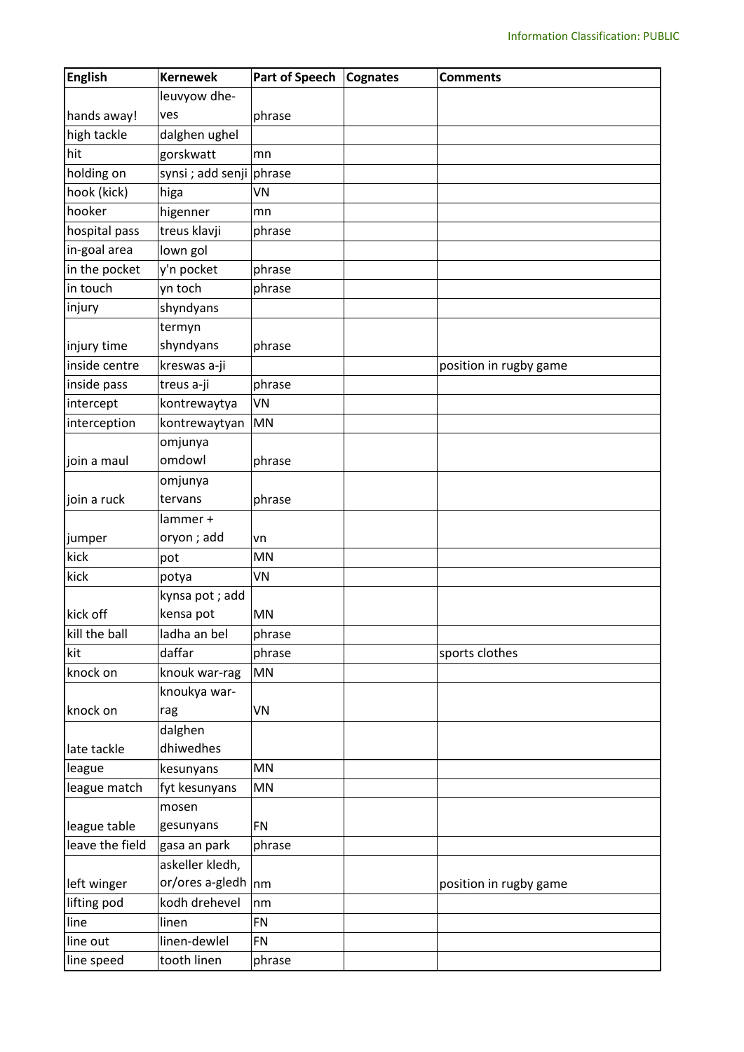| English | Kernewek | Part of Speech | Cognates | Comments |
|---|---|---|---|---|
| hands away! | leuvyow dhe-ves | phrase | | |
| high tackle | dalghen ughel | | | |
| hit | gorskwatt | mn | | |
| holding on | synsi ; add senji | phrase | | |
| hook (kick) | higa | VN | | |
| hooker | higenner | mn | | |
| hospital pass | treus klavji | phrase | | |
| in-goal area | lown gol | | | |
| in the pocket | y'n pocket | phrase | | |
| in touch | yn toch | phrase | | |
| injury | shyndyans | | | |
| injury time | termyn shyndyans | phrase | | |
| inside centre | kreswas a-ji | | | position in rugby game |
| inside pass | treus a-ji | phrase | | |
| intercept | kontrewaytya | VN | | |
| interception | kontrewaytyan | MN | | |
| join a maul | omjunya omdowl | phrase | | |
| join a ruck | omjunya tervans | phrase | | |
| jumper | lammer + oryon ; add | vn | | |
| kick | pot | MN | | |
| kick | potya | VN | | |
| kick off | kynsa pot ; add kensa pot | MN | | |
| kill the ball | ladha an bel | phrase | | |
| kit | daffar | phrase | | sports clothes |
| knock on | knouk war-rag | MN | | |
| knock on | knoukya war-rag | VN | | |
| late tackle | dalghen dhiwedhes | | | |
| league | kesunyans | MN | | |
| league match | fyt kesunyans | MN | | |
| league table | mosen gesunyans | FN | | |
| leave the field | gasa an park | phrase | | |
| left winger | askeller kledh, or/ores a-gledh | nm | | position in rugby game |
| lifting pod | kodh drehevel | nm | | |
| line | linen | FN | | |
| line out | linen-dewlel | FN | | |
| line speed | tooth linen | phrase | | |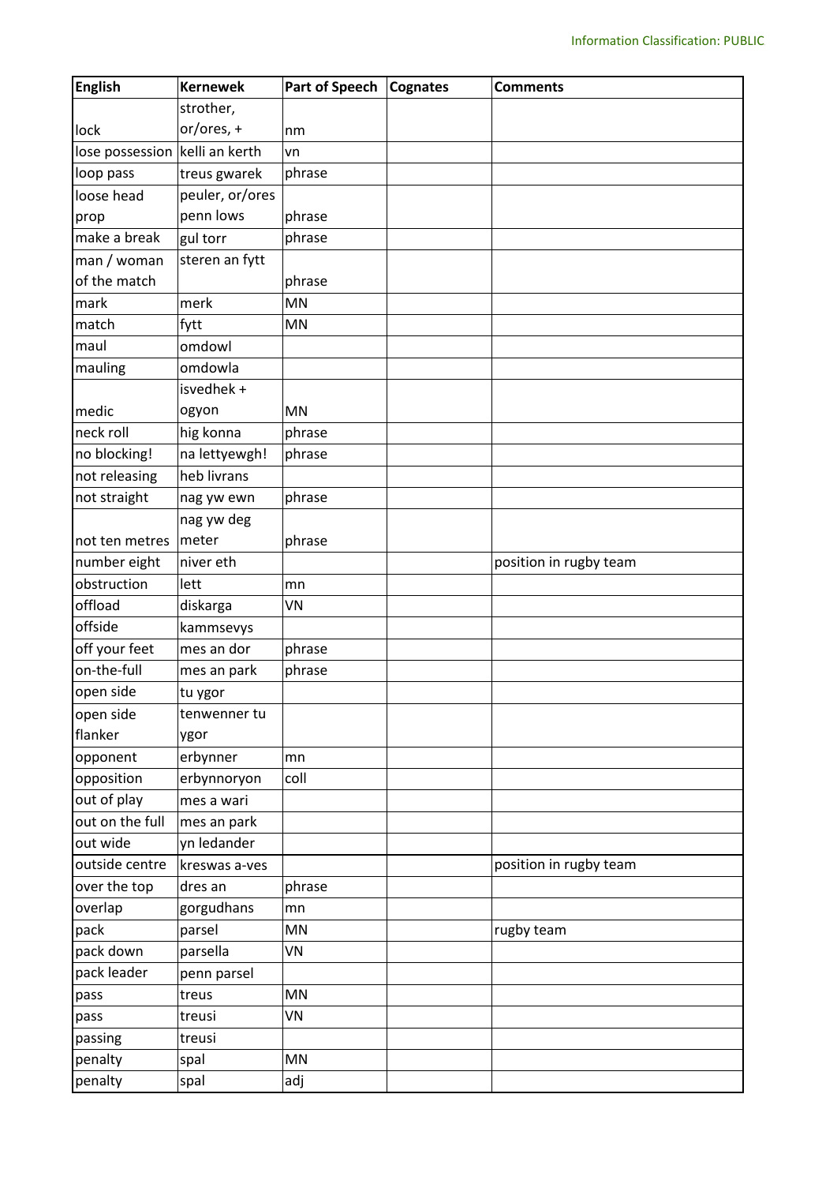| English | Kernewek | Part of Speech | Cognates | Comments |
|---|---|---|---|---|
| lock | strother, or/ores, + | nm | | |
| lose possession | kelli an kerth | vn | | |
| loop pass | treus gwarek | phrase | | |
| loose head prop | peuler, or/ores penn lows | phrase | | |
| make a break | gul torr | phrase | | |
| man / woman of the match | steren an fytt | phrase | | |
| mark | merk | MN | | |
| match | fytt | MN | | |
| maul | omdowl | | | |
| mauling | omdowla | | | |
| medic | isvedhek + ogyon | MN | | |
| neck roll | hig konna | phrase | | |
| no blocking! | na lettyewgh! | phrase | | |
| not releasing | heb livrans | | | |
| not straight | nag yw ewn | phrase | | |
| not ten metres | nag yw deg meter | phrase | | |
| number eight | niver eth | | | position in rugby team |
| obstruction | lett | mn | | |
| offload | diskarga | VN | | |
| offside | kammsevys | | | |
| off your feet | mes an dor | phrase | | |
| on-the-full | mes an park | phrase | | |
| open side | tu ygor | | | |
| open side flanker | tenwenner tu ygor | | | |
| opponent | erbynner | mn | | |
| opposition | erbynnoryon | coll | | |
| out of play | mes a wari | | | |
| out on the full | mes an park | | | |
| out wide | yn ledander | | | |
| outside centre | kreswas a-ves | | | position in rugby team |
| over the top | dres an | phrase | | |
| overlap | gorgudhans | mn | | |
| pack | parsel | MN | | rugby team |
| pack down | parsella | VN | | |
| pack leader | penn parsel | | | |
| pass | treus | MN | | |
| pass | treusi | VN | | |
| passing | treusi | | | |
| penalty | spal | MN | | |
| penalty | spal | adj | | |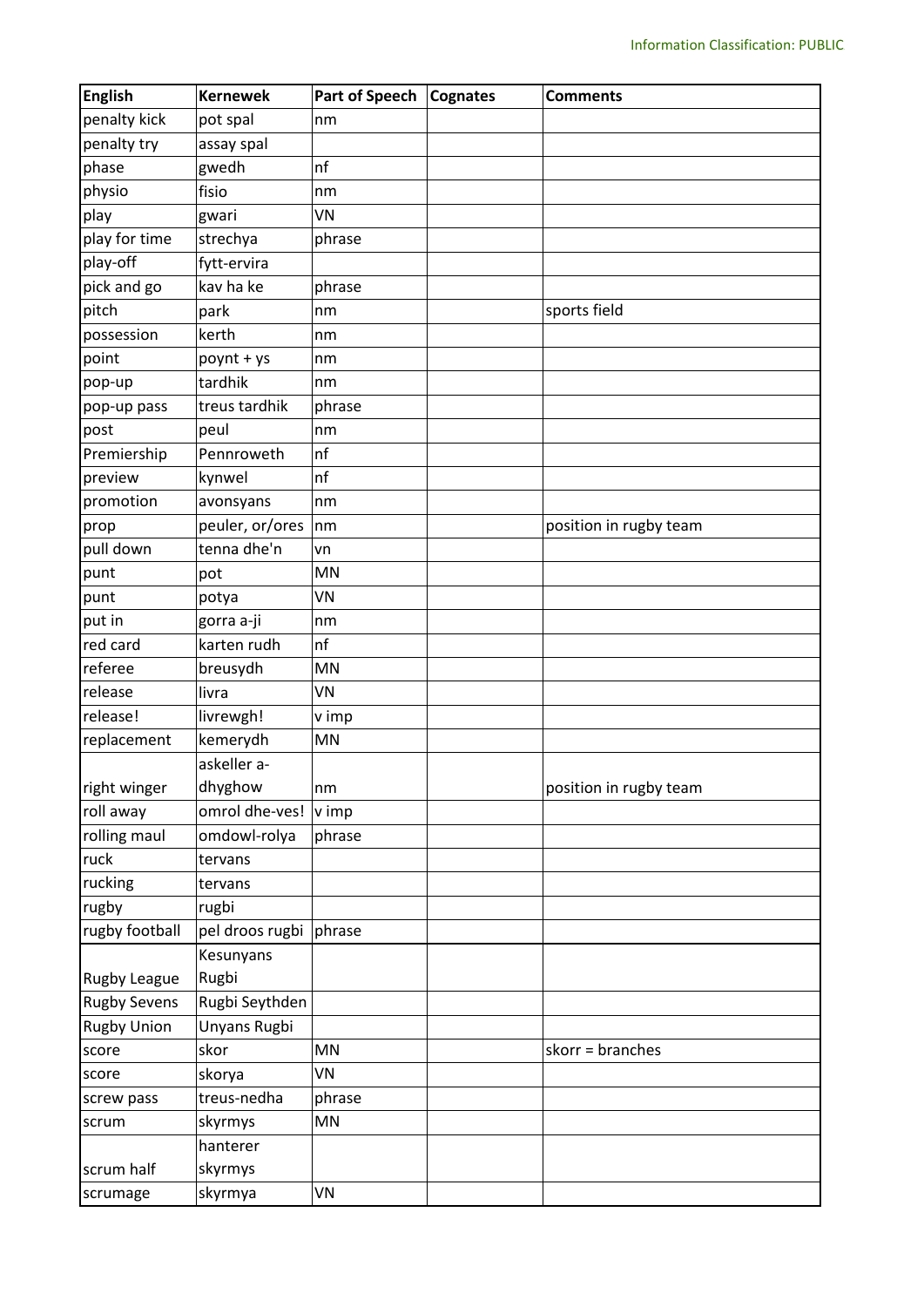| English | Kernewek | Part of Speech | Cognates | Comments |
|---|---|---|---|---|
| penalty kick | pot spal | nm | | |
| penalty try | assay spal | | | |
| phase | gwedh | nf | | |
| physio | fisio | nm | | |
| play | gwari | VN | | |
| play for time | strechya | phrase | | |
| play-off | fytt-ervira | | | |
| pick and go | kav ha ke | phrase | | |
| pitch | park | nm | | sports field |
| possession | kerth | nm | | |
| point | poynt + ys | nm | | |
| pop-up | tardhik | nm | | |
| pop-up pass | treus tardhik | phrase | | |
| post | peul | nm | | |
| Premiership | Pennroweth | nf | | |
| preview | kynwel | nf | | |
| promotion | avonsyans | nm | | |
| prop | peuler, or/ores | nm | | position in rugby team |
| pull down | tenna dhe'n | vn | | |
| punt | pot | MN | | |
| punt | potya | VN | | |
| put in | gorra a-ji | nm | | |
| red card | karten rudh | nf | | |
| referee | breusydh | MN | | |
| release | livra | VN | | |
| release! | livrewgh! | v imp | | |
| replacement | kemerydh | MN | | |
| right winger | askeller a-dhyghow | nm | | position in rugby team |
| roll away | omrol dhe-ves! | v imp | | |
| rolling maul | omdowl-rolya | phrase | | |
| ruck | tervans | | | |
| rucking | tervans | | | |
| rugby | rugbi | | | |
| rugby football | pel droos rugbi | phrase | | |
| Rugby League | Kesunyans Rugbi | | | |
| Rugby Sevens | Rugbi Seythden | | | |
| Rugby Union | Unyans Rugbi | | | |
| score | skor | MN | | skorr = branches |
| score | skorya | VN | | |
| screw pass | treus-nedha | phrase | | |
| scrum | skyrmys | MN | | |
| scrum half | hanterer skyrmys | | | |
| scrumage | skyrmya | VN | | |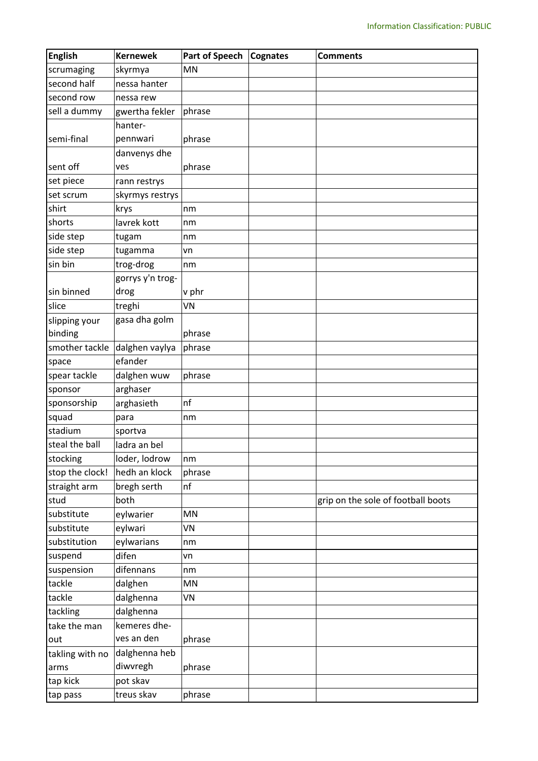| English | Kernewek | Part of Speech | Cognates | Comments |
|---|---|---|---|---|
| scrumaging | skyrmya | MN | | |
| second half | nessa hanter | | | |
| second row | nessa rew | | | |
| sell a dummy | gwertha fekler | phrase | | |
| semi-final | hanter-pennwari | phrase | | |
| sent off | danvenys dhe ves | phrase | | |
| set piece | rann restrys | | | |
| set scrum | skyrmys restrys | | | |
| shirt | krys | nm | | |
| shorts | lavrek kott | nm | | |
| side step | tugam | nm | | |
| side step | tugamma | vn | | |
| sin bin | trog-drog | nm | | |
| sin binned | gorrys y'n trog-drog | v phr | | |
| slice | treghi | VN | | |
| slipping your binding | gasa dha golm | phrase | | |
| smother tackle | dalghen vaylya | phrase | | |
| space | efander | | | |
| spear tackle | dalghen wuw | phrase | | |
| sponsor | arghaser | | | |
| sponsorship | arghasieth | nf | | |
| squad | para | nm | | |
| stadium | sportva | | | |
| steal the ball | ladra an bel | | | |
| stocking | loder, lodrow | nm | | |
| stop the clock! | hedh an klock | phrase | | |
| straight arm | bregh serth | nf | | |
| stud | both | | | grip on the sole of football boots |
| substitute | eylwarier | MN | | |
| substitute | eylwari | VN | | |
| substitution | eylwarians | nm | | |
| suspend | difen | vn | | |
| suspension | difennans | nm | | |
| tackle | dalghen | MN | | |
| tackle | dalghenna | VN | | |
| tackling | dalghenna | | | |
| take the man out | kemeres dhe-ves an den | phrase | | |
| takling with no arms | dalghenna heb diwvregh | phrase | | |
| tap kick | pot skav | | | |
| tap pass | treus skav | phrase | | |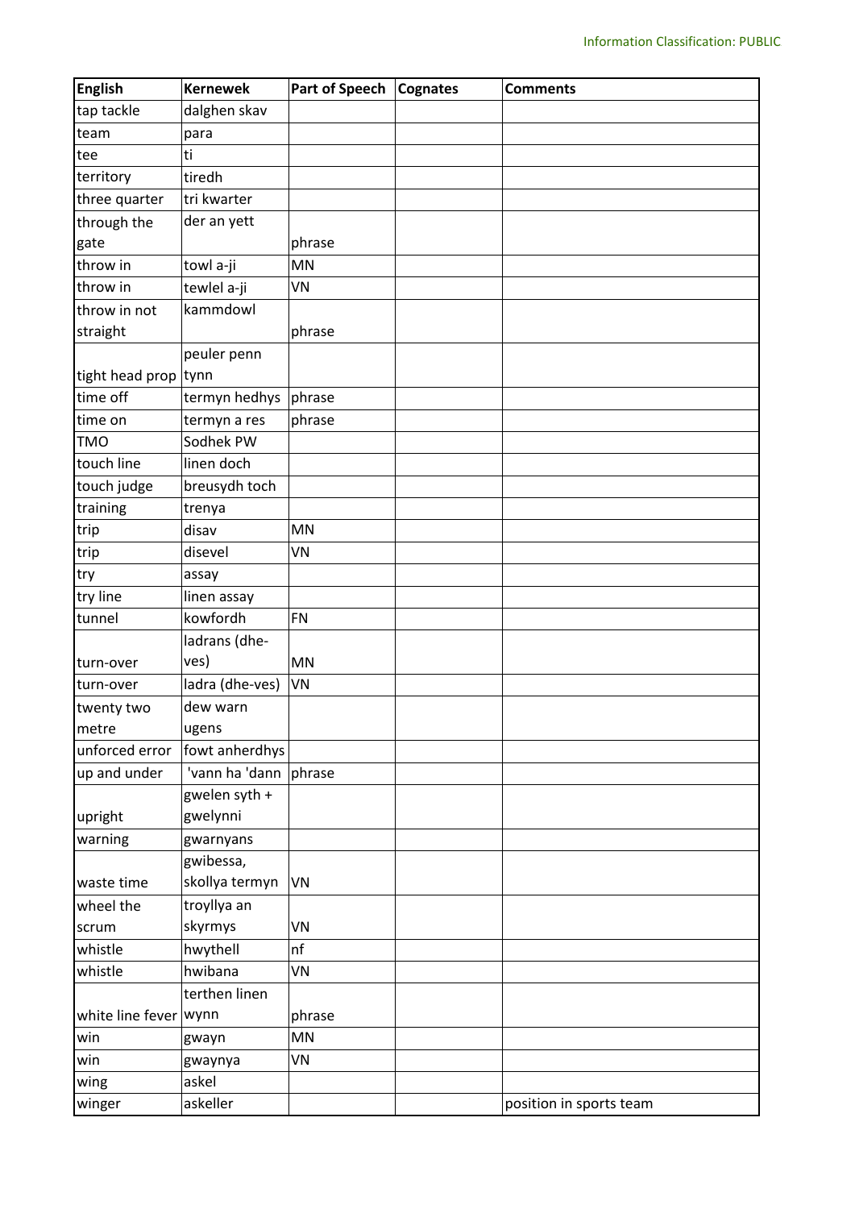| English | Kernewek | Part of Speech | Cognates | Comments |
|---|---|---|---|---|
| tap tackle | dalghen skav | | | |
| team | para | | | |
| tee | ti | | | |
| territory | tiredh | | | |
| three quarter | tri kwarter | | | |
| through the gate | der an yett | phrase | | |
| throw in | towl a-ji | MN | | |
| throw in | tewlel a-ji | VN | | |
| throw in not straight | kammdowl | phrase | | |
| tight head prop | peuler penn tynn | | | |
| time off | termyn hedhys | phrase | | |
| time on | termyn a res | phrase | | |
| TMO | Sodhek PW | | | |
| touch line | linen doch | | | |
| touch judge | breusydh toch | | | |
| training | trenya | | | |
| trip | disav | MN | | |
| trip | disevel | VN | | |
| try | assay | | | |
| try line | linen assay | | | |
| tunnel | kowfordh | FN | | |
| turn-over | ladrans (dhe-ves) | MN | | |
| turn-over | ladra (dhe-ves) | VN | | |
| twenty two metre | dew warn ugens | | | |
| unforced error | fowt anherdhys | | | |
| up and under | 'vann ha 'dann | phrase | | |
| upright | gwelen syth + gwelynni | | | |
| warning | gwarnyans | | | |
| waste time | gwibessa, skollya termyn | VN | | |
| wheel the scrum | troyllya an skyrmys | VN | | |
| whistle | hwythell | nf | | |
| whistle | hwibana | VN | | |
| white line fever | terthen linen wynn | phrase | | |
| win | gwayn | MN | | |
| win | gwaynya | VN | | |
| wing | askel | | | |
| winger | askeller | | | position in sports team |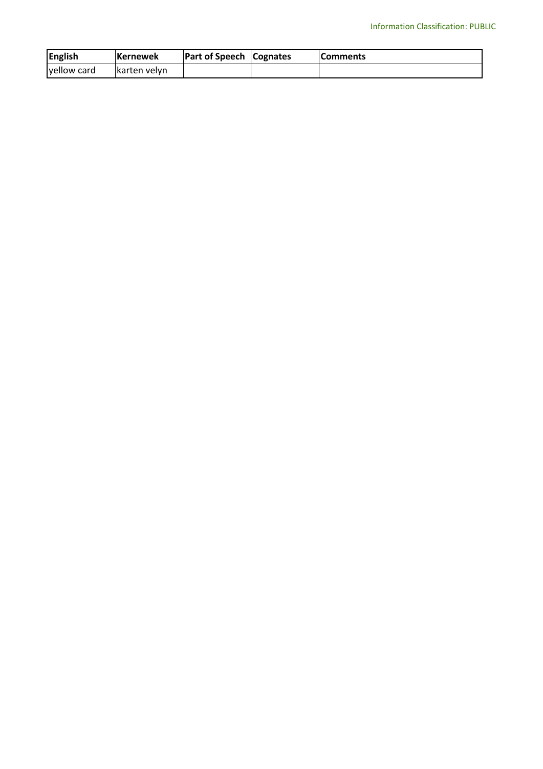| English | Kernewek | Part of Speech | Cognates | Comments |
| --- | --- | --- | --- | --- |
| yellow card | karten velyn | | | |